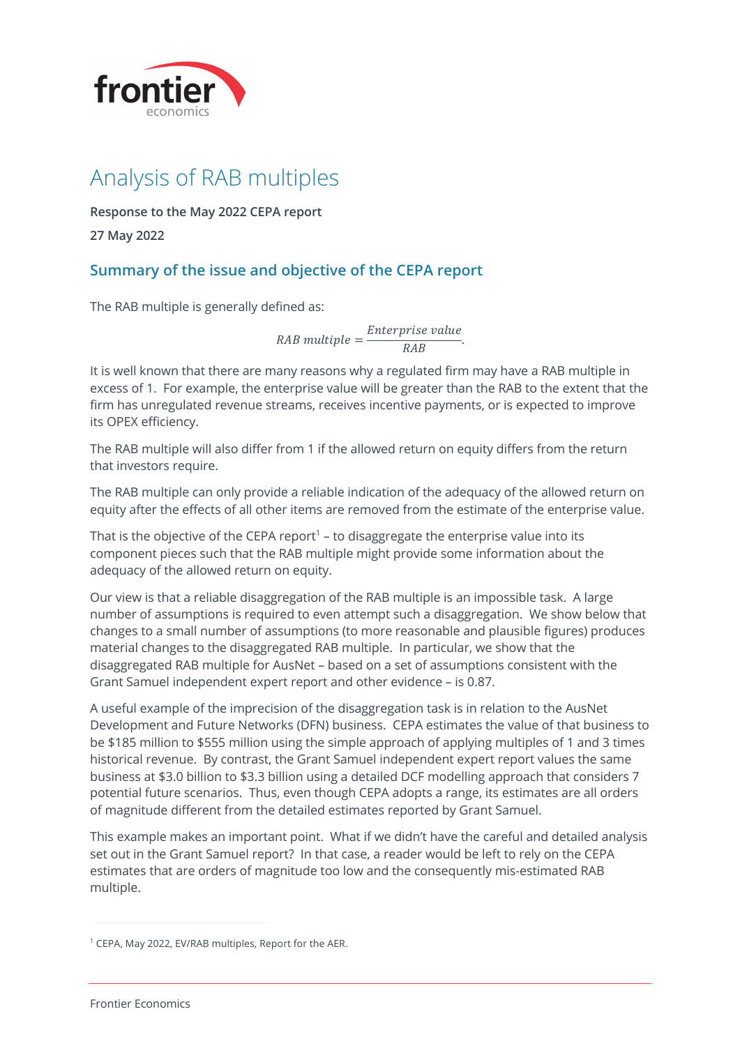# Analysis of RAB multiples

**Response to the May 2022 CEPA report**

**27 May 2022**

## Summary of the issue and objective of the CEPA report

The RAB multiple is generally defined as:

$$RAB\ multiple = \frac{Enterprise\ value}{RAB}.$$

It is well known that there are many reasons why a regulated firm may have a RAB multiple in excess of 1. For example, the enterprise value will be greater than the RAB to the extent that the firm has unregulated revenue streams, receives incentive payments, or is expected to improve its OPEX efficiency.

The RAB multiple will also differ from 1 if the allowed return on equity differs from the return that investors require.

The RAB multiple can only provide a reliable indication of the adequacy of the allowed return on equity after the effects of all other items are removed from the estimate of the enterprise value.

That is the objective of the CEPA report[1] – to disaggregate the enterprise value into its component pieces such that the RAB multiple might provide some information about the adequacy of the allowed return on equity.

Our view is that a reliable disaggregation of the RAB multiple is an impossible task. A large number of assumptions is required to even attempt such a disaggregation. We show below that changes to a small number of assumptions (to more reasonable and plausible figures) produces material changes to the disaggregated RAB multiple. In particular, we show that the disaggregated RAB multiple for AusNet – based on a set of assumptions consistent with the Grant Samuel independent expert report and other evidence – is 0.87.

A useful example of the imprecision of the disaggregation task is in relation to the AusNet Development and Future Networks (DFN) business. CEPA estimates the value of that business to be $185 million to $555 million using the simple approach of applying multiples of 1 and 3 times historical revenue. By contrast, the Grant Samuel independent expert report values the same business at $3.0 billion to $3.3 billion using a detailed DCF modelling approach that considers 7 potential future scenarios. Thus, even though CEPA adopts a range, its estimates are all orders of magnitude different from the detailed estimates reported by Grant Samuel.

This example makes an important point. What if we didn't have the careful and detailed analysis set out in the Grant Samuel report? In that case, a reader would be left to rely on the CEPA estimates that are orders of magnitude too low and the consequently mis-estimated RAB multiple.

[1] CEPA, May 2022, EV/RAB multiples, Report for the AER.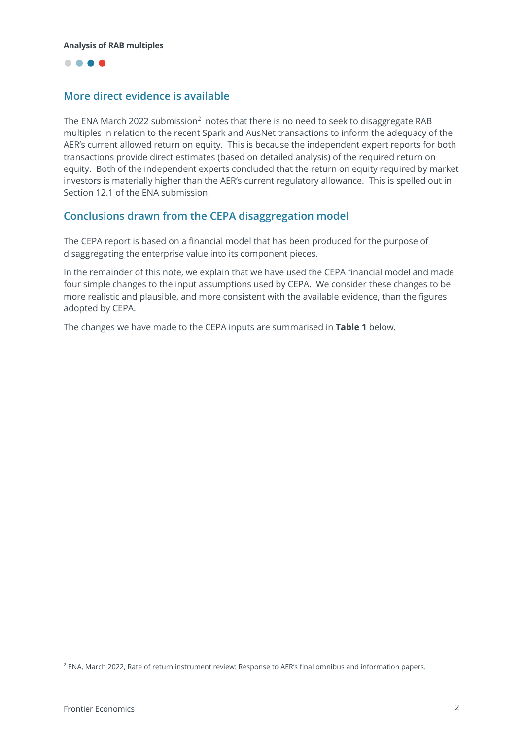## More direct evidence is available

The ENA March 2022 submission[2] notes that there is no need to seek to disaggregate RAB multiples in relation to the recent Spark and AusNet transactions to inform the adequacy of the AER's current allowed return on equity. This is because the independent expert reports for both transactions provide direct estimates (based on detailed analysis) of the required return on equity. Both of the independent experts concluded that the return on equity required by market investors is materially higher than the AER's current regulatory allowance. This is spelled out in Section 12.1 of the ENA submission.

## Conclusions drawn from the CEPA disaggregation model

The CEPA report is based on a financial model that has been produced for the purpose of disaggregating the enterprise value into its component pieces.

In the remainder of this note, we explain that we have used the CEPA financial model and made four simple changes to the input assumptions used by CEPA. We consider these changes to be more realistic and plausible, and more consistent with the available evidence, than the figures adopted by CEPA.

The changes we have made to the CEPA inputs are summarised in **Table 1** below.

[2] ENA, March 2022, Rate of return instrument review: Response to AER's final omnibus and information papers.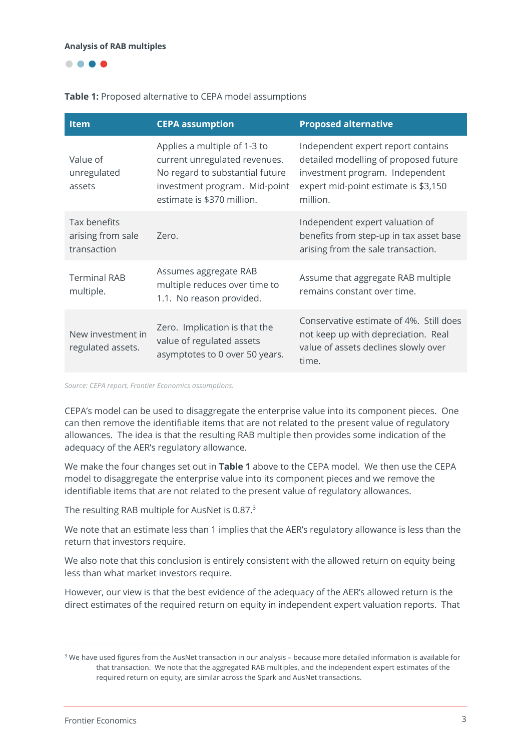**Table 1:** Proposed alternative to CEPA model assumptions

| Item | CEPA assumption | Proposed alternative |
|---|---|---|
| Value of unregulated assets | Applies a multiple of 1-3 to current unregulated revenues. No regard to substantial future investment program. Mid-point estimate is $370 million. | Independent expert report contains detailed modelling of proposed future investment program. Independent expert mid-point estimate is $3,150 million. |
| Tax benefits arising from sale transaction | Zero. | Independent expert valuation of benefits from step-up in tax asset base arising from the sale transaction. |
| Terminal RAB multiple. | Assumes aggregate RAB multiple reduces over time to 1.1. No reason provided. | Assume that aggregate RAB multiple remains constant over time. |
| New investment in regulated assets. | Zero. Implication is that the value of regulated assets asymptotes to 0 over 50 years. | Conservative estimate of 4%. Still does not keep up with depreciation. Real value of assets declines slowly over time. |

*Source: CEPA report, Frontier Economics assumptions.*

CEPA's model can be used to disaggregate the enterprise value into its component pieces. One can then remove the identifiable items that are not related to the present value of regulatory allowances. The idea is that the resulting RAB multiple then provides some indication of the adequacy of the AER's regulatory allowance.

We make the four changes set out in **Table 1** above to the CEPA model. We then use the CEPA model to disaggregate the enterprise value into its component pieces and we remove the identifiable items that are not related to the present value of regulatory allowances.

The resulting RAB multiple for AusNet is 0.87.[3]

We note that an estimate less than 1 implies that the AER's regulatory allowance is less than the return that investors require.

We also note that this conclusion is entirely consistent with the allowed return on equity being less than what market investors require.

However, our view is that the best evidence of the adequacy of the AER's allowed return is the direct estimates of the required return on equity in independent expert valuation reports. That

[3] We have used figures from the AusNet transaction in our analysis – because more detailed information is available for that transaction. We note that the aggregated RAB multiples, and the independent expert estimates of the required return on equity, are similar across the Spark and AusNet transactions.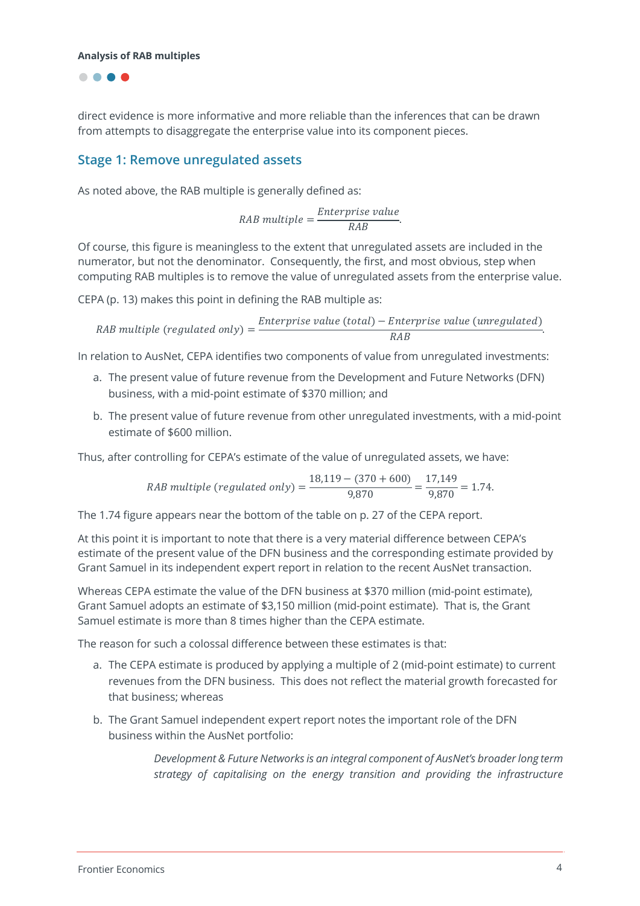direct evidence is more informative and more reliable than the inferences that can be drawn from attempts to disaggregate the enterprise value into its component pieces.

## Stage 1: Remove unregulated assets

As noted above, the RAB multiple is generally defined as:

$$RAB\ multiple = \frac{Enterprise\ value}{RAB}.$$

Of course, this figure is meaningless to the extent that unregulated assets are included in the numerator, but not the denominator. Consequently, the first, and most obvious, step when computing RAB multiples is to remove the value of unregulated assets from the enterprise value.

CEPA (p. 13) makes this point in defining the RAB multiple as:

$$RAB\ multiple\ (regulated\ only) = \frac{Enterprise\ value\ (total) - Enterprise\ value\ (unregulated)}{RAB}.$$

In relation to AusNet, CEPA identifies two components of value from unregulated investments:

a. The present value of future revenue from the Development and Future Networks (DFN) business, with a mid-point estimate of $370 million; and

b. The present value of future revenue from other unregulated investments, with a mid-point estimate of $600 million.

Thus, after controlling for CEPA's estimate of the value of unregulated assets, we have:

$$RAB\ multiple\ (regulated\ only) = \frac{18{,}119 - (370 + 600)}{9{,}870} = \frac{17{,}149}{9{,}870} = 1.74.$$

The 1.74 figure appears near the bottom of the table on p. 27 of the CEPA report.

At this point it is important to note that there is a very material difference between CEPA's estimate of the present value of the DFN business and the corresponding estimate provided by Grant Samuel in its independent expert report in relation to the recent AusNet transaction.

Whereas CEPA estimate the value of the DFN business at $370 million (mid-point estimate), Grant Samuel adopts an estimate of $3,150 million (mid-point estimate). That is, the Grant Samuel estimate is more than 8 times higher than the CEPA estimate.

The reason for such a colossal difference between these estimates is that:

a. The CEPA estimate is produced by applying a multiple of 2 (mid-point estimate) to current revenues from the DFN business. This does not reflect the material growth forecasted for that business; whereas

b. The Grant Samuel independent expert report notes the important role of the DFN business within the AusNet portfolio:

> *Development & Future Networks is an integral component of AusNet's broader long term strategy of capitalising on the energy transition and providing the infrastructure*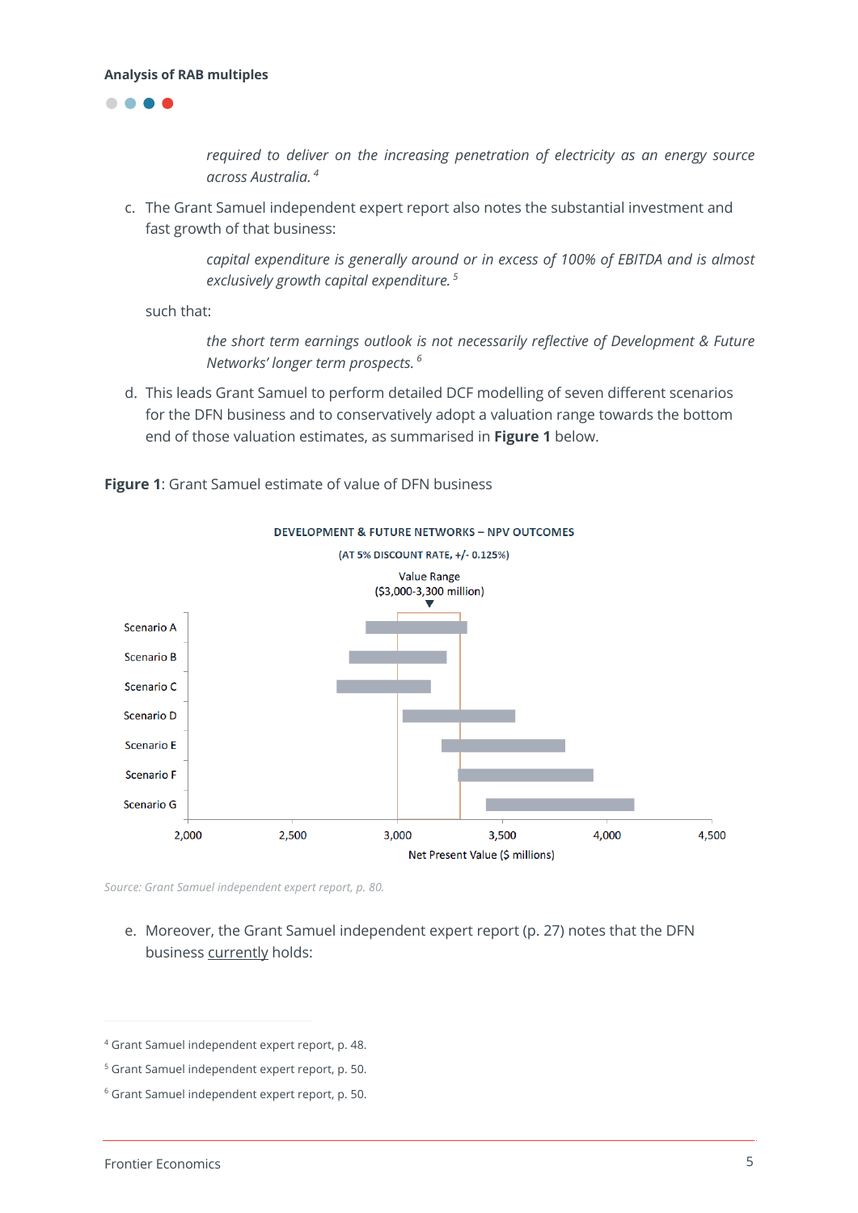> *required to deliver on the increasing penetration of electricity as an energy source across Australia.* [4]

c. The Grant Samuel independent expert report also notes the substantial investment and fast growth of that business:

> *capital expenditure is generally around or in excess of 100% of EBITDA and is almost exclusively growth capital expenditure.* [5]

such that:

> *the short term earnings outlook is not necessarily reflective of Development & Future Networks' longer term prospects.* [6]

d. This leads Grant Samuel to perform detailed DCF modelling of seven different scenarios for the DFN business and to conservatively adopt a valuation range towards the bottom end of those valuation estimates, as summarised in **Figure 1** below.

**Figure 1**: Grant Samuel estimate of value of DFN business

DEVELOPMENT & FUTURE NETWORKS – NPV OUTCOMES

(AT 5% DISCOUNT RATE, +/- 0.125%)

Value Range ($3,000-3,300 million)

Scenario A, Scenario B, Scenario C, Scenario D, Scenario E, Scenario F, Scenario G

2,000 | 2,500 | 3,000 | 3,500 | 4,000 | 4,500

Net Present Value ($ millions)

*Source: Grant Samuel independent expert report, p. 80.*

e. Moreover, the Grant Samuel independent expert report (p. 27) notes that the DFN business currently holds:

---

[4] Grant Samuel independent expert report, p. 48.

[5] Grant Samuel independent expert report, p. 50.

[6] Grant Samuel independent expert report, p. 50.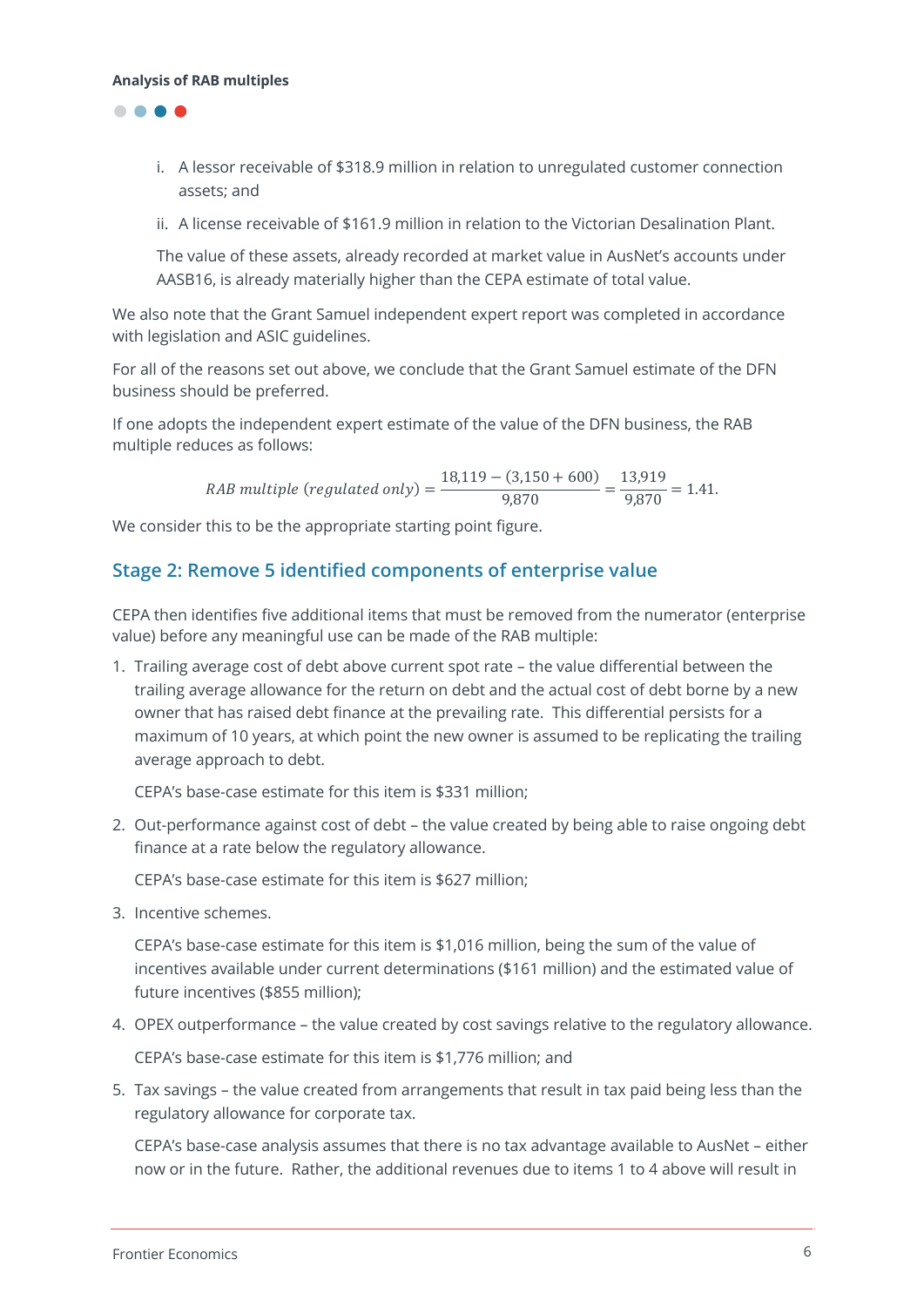i. A lessor receivable of $318.9 million in relation to unregulated customer connection assets; and

ii. A license receivable of $161.9 million in relation to the Victorian Desalination Plant.

The value of these assets, already recorded at market value in AusNet's accounts under AASB16, is already materially higher than the CEPA estimate of total value.

We also note that the Grant Samuel independent expert report was completed in accordance with legislation and ASIC guidelines.

For all of the reasons set out above, we conclude that the Grant Samuel estimate of the DFN business should be preferred.

If one adopts the independent expert estimate of the value of the DFN business, the RAB multiple reduces as follows:

$$RAB\ multiple\ (regulated\ only) = \frac{18{,}119 - (3{,}150 + 600)}{9{,}870} = \frac{13{,}919}{9{,}870} = 1.41.$$

We consider this to be the appropriate starting point figure.

## Stage 2: Remove 5 identified components of enterprise value

CEPA then identifies five additional items that must be removed from the numerator (enterprise value) before any meaningful use can be made of the RAB multiple:

1. Trailing average cost of debt above current spot rate – the value differential between the trailing average allowance for the return on debt and the actual cost of debt borne by a new owner that has raised debt finance at the prevailing rate. This differential persists for a maximum of 10 years, at which point the new owner is assumed to be replicating the trailing average approach to debt.

   CEPA's base-case estimate for this item is $331 million;

2. Out-performance against cost of debt – the value created by being able to raise ongoing debt finance at a rate below the regulatory allowance.

   CEPA's base-case estimate for this item is $627 million;

3. Incentive schemes.

   CEPA's base-case estimate for this item is $1,016 million, being the sum of the value of incentives available under current determinations ($161 million) and the estimated value of future incentives ($855 million);

4. OPEX outperformance – the value created by cost savings relative to the regulatory allowance.

   CEPA's base-case estimate for this item is $1,776 million; and

5. Tax savings – the value created from arrangements that result in tax paid being less than the regulatory allowance for corporate tax.

   CEPA's base-case analysis assumes that there is no tax advantage available to AusNet – either now or in the future. Rather, the additional revenues due to items 1 to 4 above will result in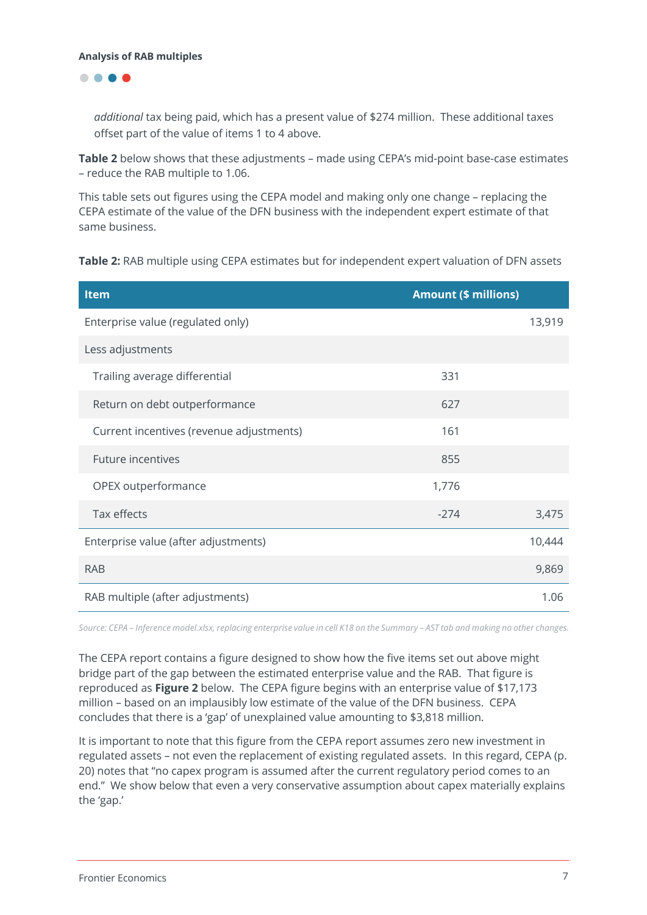*additional* tax being paid, which has a present value of $274 million. These additional taxes offset part of the value of items 1 to 4 above.

**Table 2** below shows that these adjustments – made using CEPA's mid-point base-case estimates – reduce the RAB multiple to 1.06.

This table sets out figures using the CEPA model and making only one change – replacing the CEPA estimate of the value of the DFN business with the independent expert estimate of that same business.

**Table 2:** RAB multiple using CEPA estimates but for independent expert valuation of DFN assets

| Item | Amount ($ millions) | |
|---|---|---|
| Enterprise value (regulated only) | | 13,919 |
| Less adjustments | | |
| Trailing average differential | 331 | |
| Return on debt outperformance | 627 | |
| Current incentives (revenue adjustments) | 161 | |
| Future incentives | 855 | |
| OPEX outperformance | 1,776 | |
| Tax effects | -274 | 3,475 |
| Enterprise value (after adjustments) | | 10,444 |
| RAB | | 9,869 |
| RAB multiple (after adjustments) | | 1.06 |

*Source: CEPA – Inference model.xlsx, replacing enterprise value in cell K18 on the Summary – AST tab and making no other changes.*

The CEPA report contains a figure designed to show how the five items set out above might bridge part of the gap between the estimated enterprise value and the RAB. That figure is reproduced as **Figure 2** below. The CEPA figure begins with an enterprise value of $17,173 million – based on an implausibly low estimate of the value of the DFN business. CEPA concludes that there is a 'gap' of unexplained value amounting to $3,818 million.

It is important to note that this figure from the CEPA report assumes zero new investment in regulated assets – not even the replacement of existing regulated assets. In this regard, CEPA (p. 20) notes that "no capex program is assumed after the current regulatory period comes to an end." We show below that even a very conservative assumption about capex materially explains the 'gap.'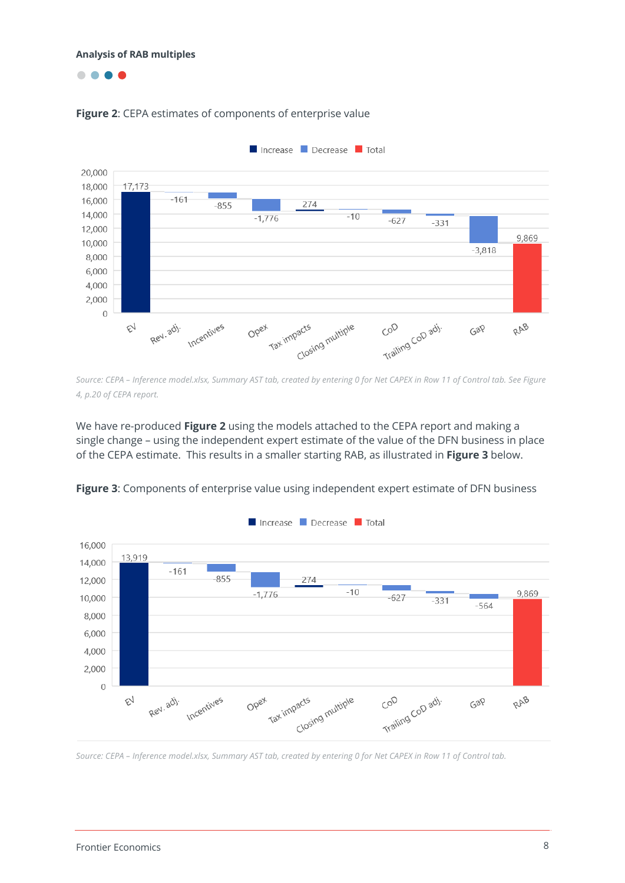**Figure 2**: CEPA estimates of components of enterprise value

*Source: CEPA – Inference model.xlsx, Summary AST tab, created by entering 0 for Net CAPEX in Row 11 of Control tab. See Figure 4, p.20 of CEPA report.*

We have re-produced **Figure 2** using the models attached to the CEPA report and making a single change – using the independent expert estimate of the value of the DFN business in place of the CEPA estimate. This results in a smaller starting RAB, as illustrated in **Figure 3** below.

**Figure 3**: Components of enterprise value using independent expert estimate of DFN business

*Source: CEPA – Inference model.xlsx, Summary AST tab, created by entering 0 for Net CAPEX in Row 11 of Control tab.*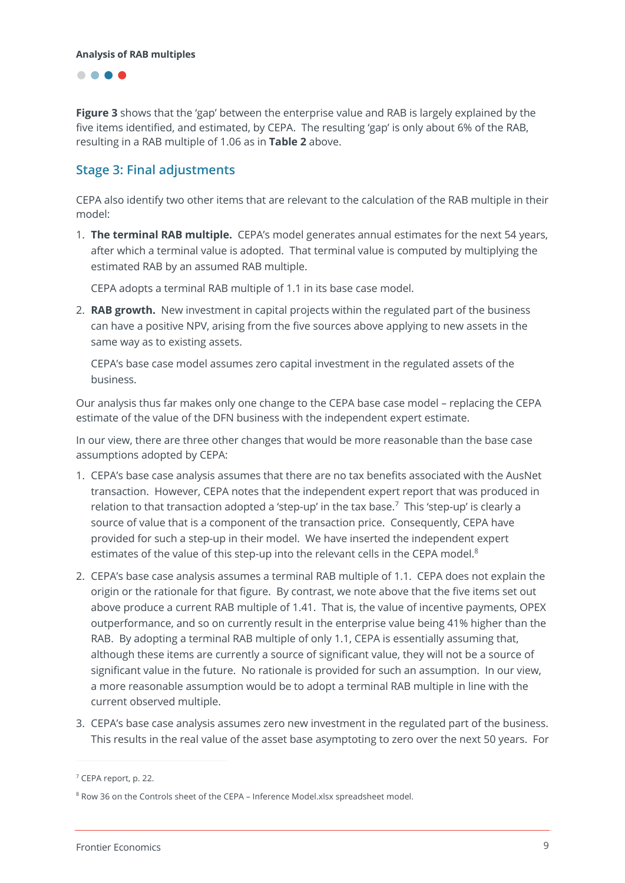**Figure 3** shows that the 'gap' between the enterprise value and RAB is largely explained by the five items identified, and estimated, by CEPA. The resulting 'gap' is only about 6% of the RAB, resulting in a RAB multiple of 1.06 as in **Table 2** above.

## Stage 3: Final adjustments

CEPA also identify two other items that are relevant to the calculation of the RAB multiple in their model:

1. **The terminal RAB multiple.** CEPA's model generates annual estimates for the next 54 years, after which a terminal value is adopted. That terminal value is computed by multiplying the estimated RAB by an assumed RAB multiple.

   CEPA adopts a terminal RAB multiple of 1.1 in its base case model.

2. **RAB growth.** New investment in capital projects within the regulated part of the business can have a positive NPV, arising from the five sources above applying to new assets in the same way as to existing assets.

   CEPA's base case model assumes zero capital investment in the regulated assets of the business.

Our analysis thus far makes only one change to the CEPA base case model – replacing the CEPA estimate of the value of the DFN business with the independent expert estimate.

In our view, there are three other changes that would be more reasonable than the base case assumptions adopted by CEPA:

1. CEPA's base case analysis assumes that there are no tax benefits associated with the AusNet transaction. However, CEPA notes that the independent expert report that was produced in relation to that transaction adopted a 'step-up' in the tax base.[7] This 'step-up' is clearly a source of value that is a component of the transaction price. Consequently, CEPA have provided for such a step-up in their model. We have inserted the independent expert estimates of the value of this step-up into the relevant cells in the CEPA model.[8]

2. CEPA's base case analysis assumes a terminal RAB multiple of 1.1. CEPA does not explain the origin or the rationale for that figure. By contrast, we note above that the five items set out above produce a current RAB multiple of 1.41. That is, the value of incentive payments, OPEX outperformance, and so on currently result in the enterprise value being 41% higher than the RAB. By adopting a terminal RAB multiple of only 1.1, CEPA is essentially assuming that, although these items are currently a source of significant value, they will not be a source of significant value in the future. No rationale is provided for such an assumption. In our view, a more reasonable assumption would be to adopt a terminal RAB multiple in line with the current observed multiple.

3. CEPA's base case analysis assumes zero new investment in the regulated part of the business. This results in the real value of the asset base asymptoting to zero over the next 50 years. For

---

[7] CEPA report, p. 22.

[8] Row 36 on the Controls sheet of the CEPA – Inference Model.xlsx spreadsheet model.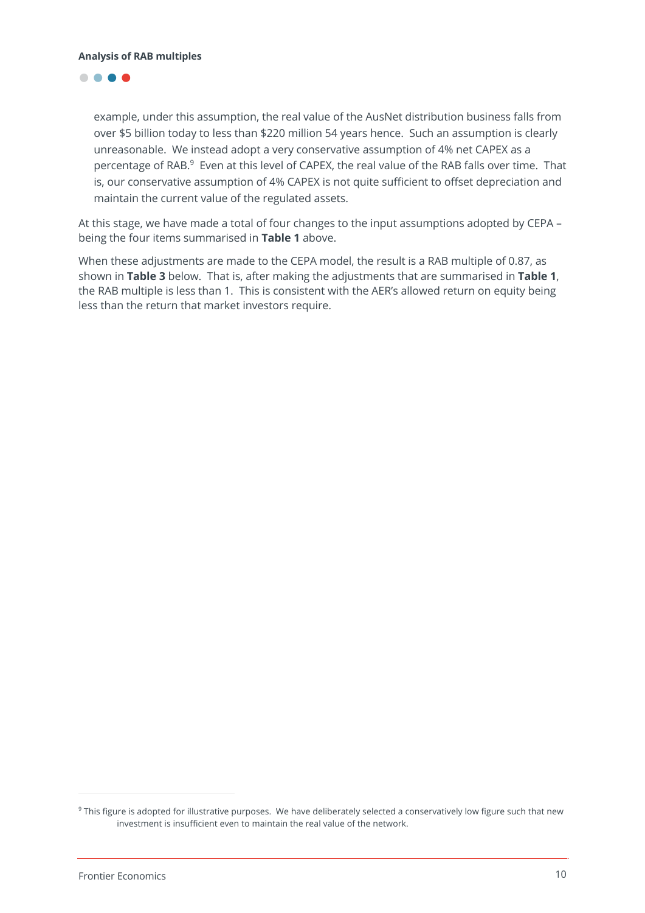example, under this assumption, the real value of the AusNet distribution business falls from over $5 billion today to less than $220 million 54 years hence. Such an assumption is clearly unreasonable. We instead adopt a very conservative assumption of 4% net CAPEX as a percentage of RAB.[9] Even at this level of CAPEX, the real value of the RAB falls over time. That is, our conservative assumption of 4% CAPEX is not quite sufficient to offset depreciation and maintain the current value of the regulated assets.

At this stage, we have made a total of four changes to the input assumptions adopted by CEPA – being the four items summarised in **Table 1** above.

When these adjustments are made to the CEPA model, the result is a RAB multiple of 0.87, as shown in **Table 3** below. That is, after making the adjustments that are summarised in **Table 1**, the RAB multiple is less than 1. This is consistent with the AER's allowed return on equity being less than the return that market investors require.

[9] This figure is adopted for illustrative purposes. We have deliberately selected a conservatively low figure such that new investment is insufficient even to maintain the real value of the network.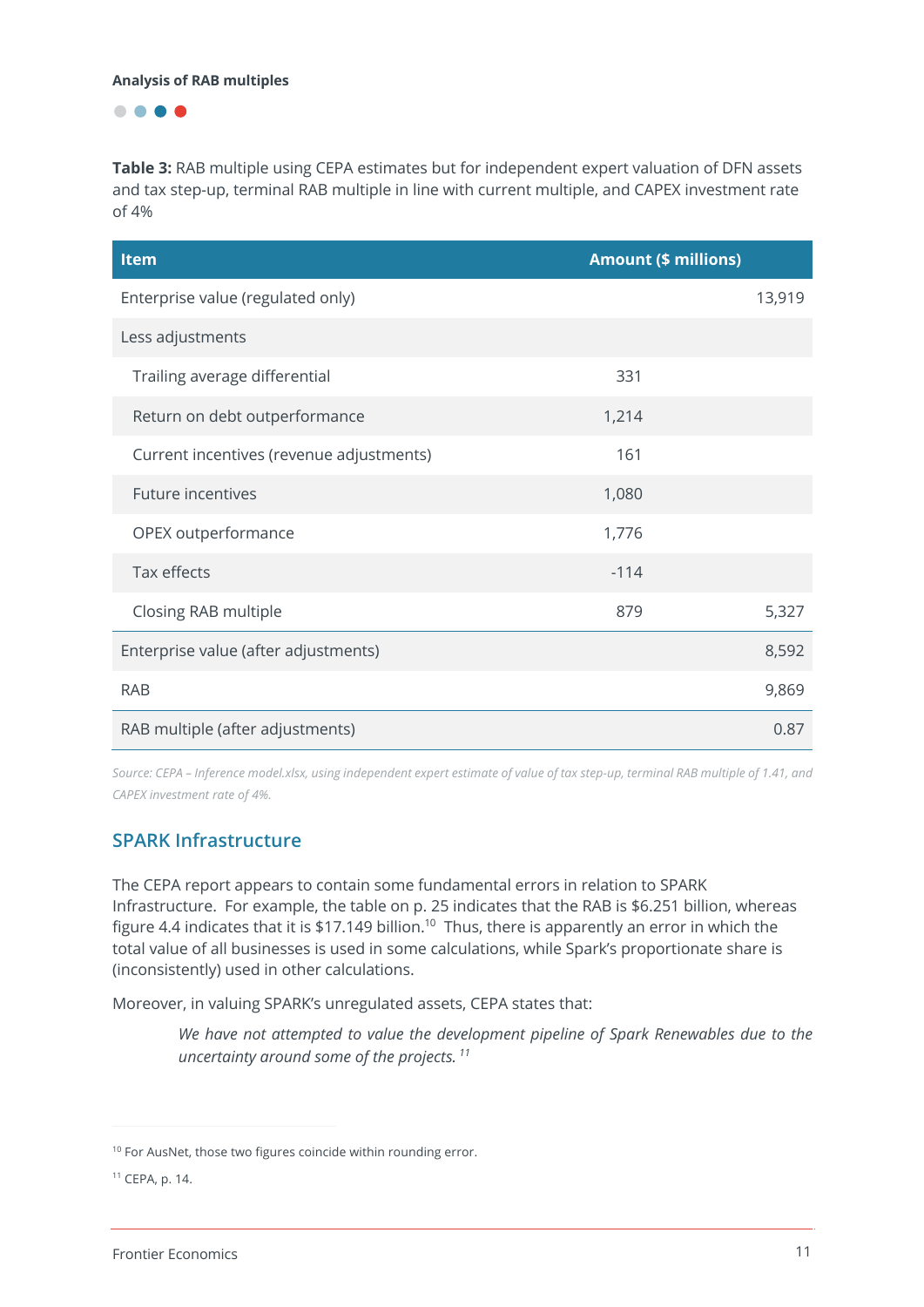**Table 3:** RAB multiple using CEPA estimates but for independent expert valuation of DFN assets and tax step-up, terminal RAB multiple in line with current multiple, and CAPEX investment rate of 4%

| Item | Amount ($ millions) | |
|---|---|---|
| Enterprise value (regulated only) | | 13,919 |
| Less adjustments | | |
| Trailing average differential | 331 | |
| Return on debt outperformance | 1,214 | |
| Current incentives (revenue adjustments) | 161 | |
| Future incentives | 1,080 | |
| OPEX outperformance | 1,776 | |
| Tax effects | -114 | |
| Closing RAB multiple | 879 | 5,327 |
| Enterprise value (after adjustments) | | 8,592 |
| RAB | | 9,869 |
| RAB multiple (after adjustments) | | 0.87 |

*Source: CEPA – Inference model.xlsx, using independent expert estimate of value of tax step-up, terminal RAB multiple of 1.41, and CAPEX investment rate of 4%.*

## SPARK Infrastructure

The CEPA report appears to contain some fundamental errors in relation to SPARK Infrastructure. For example, the table on p. 25 indicates that the RAB is $6.251 billion, whereas figure 4.4 indicates that it is $17.149 billion.[10] Thus, there is apparently an error in which the total value of all businesses is used in some calculations, while Spark's proportionate share is (inconsistently) used in other calculations.

Moreover, in valuing SPARK's unregulated assets, CEPA states that:

> *We have not attempted to value the development pipeline of Spark Renewables due to the uncertainty around some of the projects.* [11]

[10] For AusNet, those two figures coincide within rounding error.

[11] CEPA, p. 14.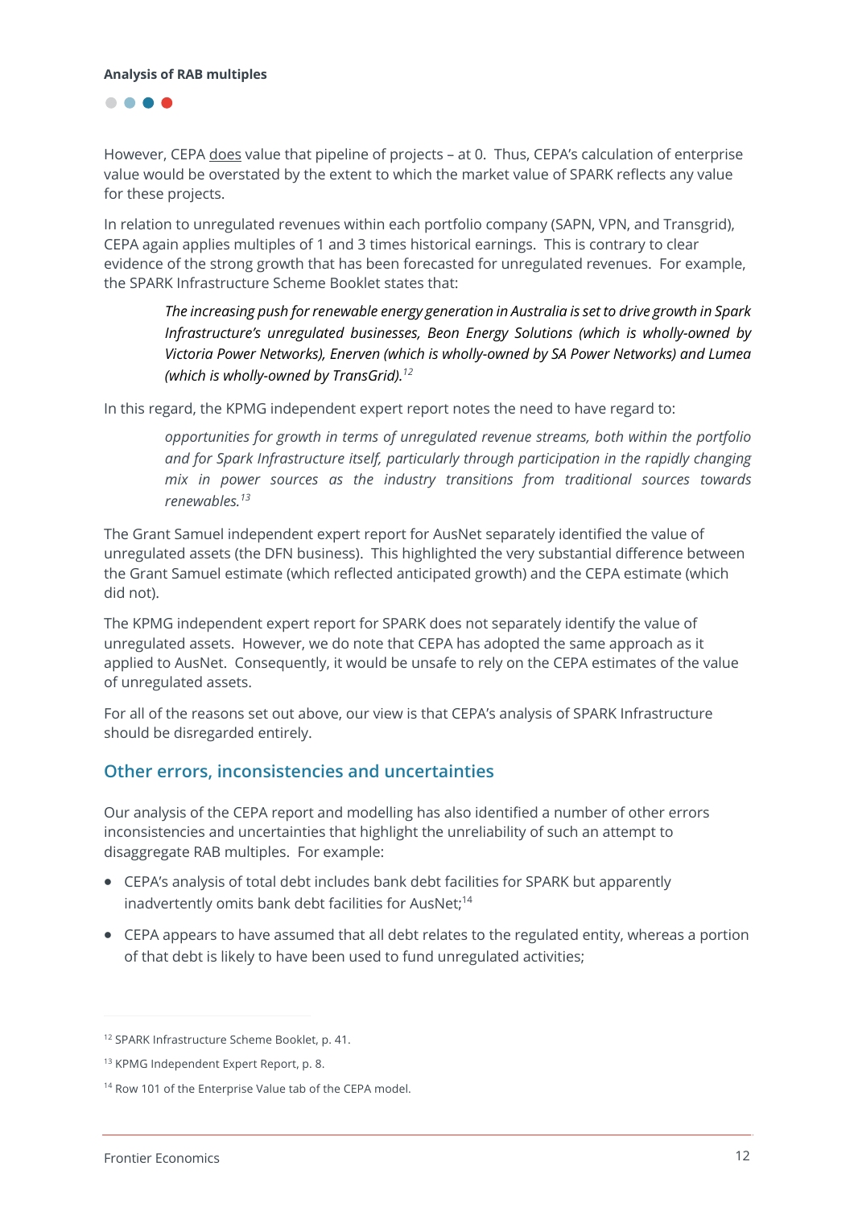However, CEPA does value that pipeline of projects – at 0. Thus, CEPA's calculation of enterprise value would be overstated by the extent to which the market value of SPARK reflects any value for these projects.

In relation to unregulated revenues within each portfolio company (SAPN, VPN, and Transgrid), CEPA again applies multiples of 1 and 3 times historical earnings. This is contrary to clear evidence of the strong growth that has been forecasted for unregulated revenues. For example, the SPARK Infrastructure Scheme Booklet states that:

> *The increasing push for renewable energy generation in Australia is set to drive growth in Spark Infrastructure's unregulated businesses, Beon Energy Solutions (which is wholly-owned by Victoria Power Networks), Enerven (which is wholly-owned by SA Power Networks) and Lumea (which is wholly-owned by TransGrid).*[12]

In this regard, the KPMG independent expert report notes the need to have regard to:

> *opportunities for growth in terms of unregulated revenue streams, both within the portfolio and for Spark Infrastructure itself, particularly through participation in the rapidly changing mix in power sources as the industry transitions from traditional sources towards renewables.*[13]

The Grant Samuel independent expert report for AusNet separately identified the value of unregulated assets (the DFN business). This highlighted the very substantial difference between the Grant Samuel estimate (which reflected anticipated growth) and the CEPA estimate (which did not).

The KPMG independent expert report for SPARK does not separately identify the value of unregulated assets. However, we do note that CEPA has adopted the same approach as it applied to AusNet. Consequently, it would be unsafe to rely on the CEPA estimates of the value of unregulated assets.

For all of the reasons set out above, our view is that CEPA's analysis of SPARK Infrastructure should be disregarded entirely.

## Other errors, inconsistencies and uncertainties

Our analysis of the CEPA report and modelling has also identified a number of other errors inconsistencies and uncertainties that highlight the unreliability of such an attempt to disaggregate RAB multiples. For example:

- CEPA's analysis of total debt includes bank debt facilities for SPARK but apparently inadvertently omits bank debt facilities for AusNet;[14]
- CEPA appears to have assumed that all debt relates to the regulated entity, whereas a portion of that debt is likely to have been used to fund unregulated activities;

---

[12] SPARK Infrastructure Scheme Booklet, p. 41.

[13] KPMG Independent Expert Report, p. 8.

[14] Row 101 of the Enterprise Value tab of the CEPA model.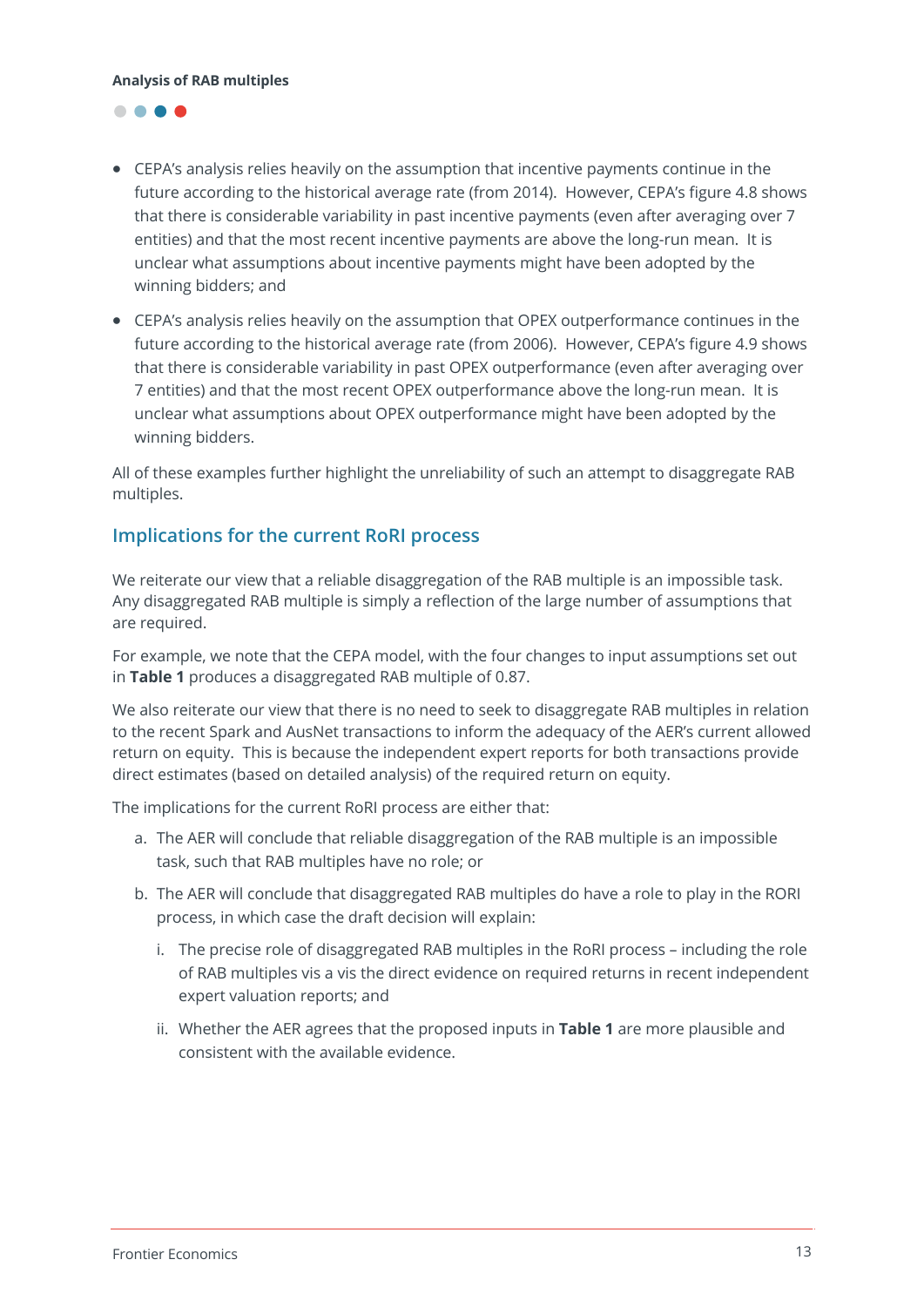- CEPA's analysis relies heavily on the assumption that incentive payments continue in the future according to the historical average rate (from 2014). However, CEPA's figure 4.8 shows that there is considerable variability in past incentive payments (even after averaging over 7 entities) and that the most recent incentive payments are above the long-run mean. It is unclear what assumptions about incentive payments might have been adopted by the winning bidders; and
- CEPA's analysis relies heavily on the assumption that OPEX outperformance continues in the future according to the historical average rate (from 2006). However, CEPA's figure 4.9 shows that there is considerable variability in past OPEX outperformance (even after averaging over 7 entities) and that the most recent OPEX outperformance above the long-run mean. It is unclear what assumptions about OPEX outperformance might have been adopted by the winning bidders.

All of these examples further highlight the unreliability of such an attempt to disaggregate RAB multiples.

## Implications for the current RoRI process

We reiterate our view that a reliable disaggregation of the RAB multiple is an impossible task. Any disaggregated RAB multiple is simply a reflection of the large number of assumptions that are required.

For example, we note that the CEPA model, with the four changes to input assumptions set out in **Table 1** produces a disaggregated RAB multiple of 0.87.

We also reiterate our view that there is no need to seek to disaggregate RAB multiples in relation to the recent Spark and AusNet transactions to inform the adequacy of the AER's current allowed return on equity. This is because the independent expert reports for both transactions provide direct estimates (based on detailed analysis) of the required return on equity.

The implications for the current RoRI process are either that:

a. The AER will conclude that reliable disaggregation of the RAB multiple is an impossible task, such that RAB multiples have no role; or

b. The AER will conclude that disaggregated RAB multiples do have a role to play in the RORI process, in which case the draft decision will explain:

   i. The precise role of disaggregated RAB multiples in the RoRI process – including the role of RAB multiples vis a vis the direct evidence on required returns in recent independent expert valuation reports; and

   ii. Whether the AER agrees that the proposed inputs in **Table 1** are more plausible and consistent with the available evidence.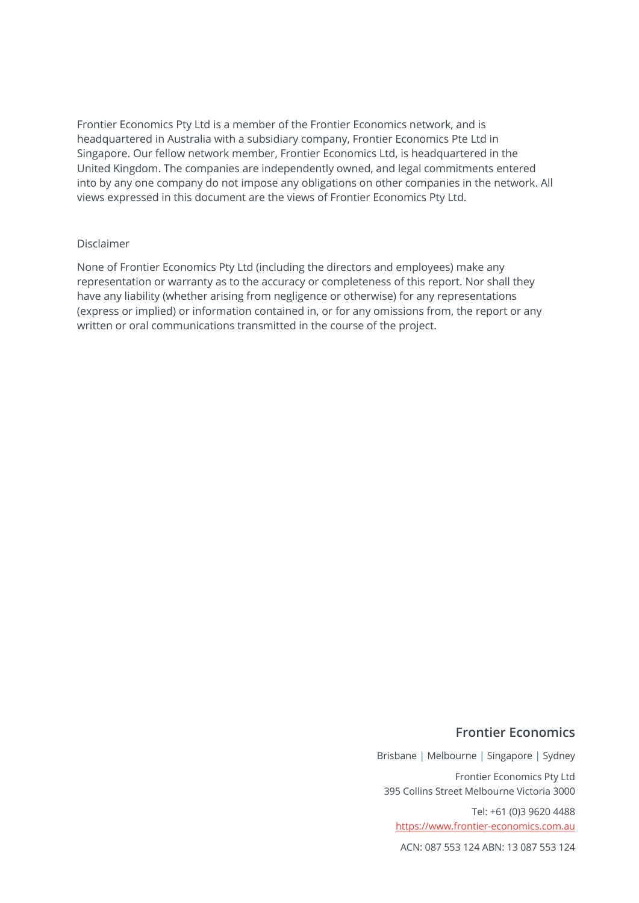Frontier Economics Pty Ltd is a member of the Frontier Economics network, and is headquartered in Australia with a subsidiary company, Frontier Economics Pte Ltd in Singapore. Our fellow network member, Frontier Economics Ltd, is headquartered in the United Kingdom. The companies are independently owned, and legal commitments entered into by any one company do not impose any obligations on other companies in the network. All views expressed in this document are the views of Frontier Economics Pty Ltd.

Disclaimer

None of Frontier Economics Pty Ltd (including the directors and employees) make any representation or warranty as to the accuracy or completeness of this report. Nor shall they have any liability (whether arising from negligence or otherwise) for any representations (express or implied) or information contained in, or for any omissions from, the report or any written or oral communications transmitted in the course of the project.

**Frontier Economics**

Brisbane | Melbourne | Singapore | Sydney

Frontier Economics Pty Ltd
395 Collins Street Melbourne Victoria 3000

Tel: +61 (0)3 9620 4488
https://www.frontier-economics.com.au

ACN: 087 553 124 ABN: 13 087 553 124